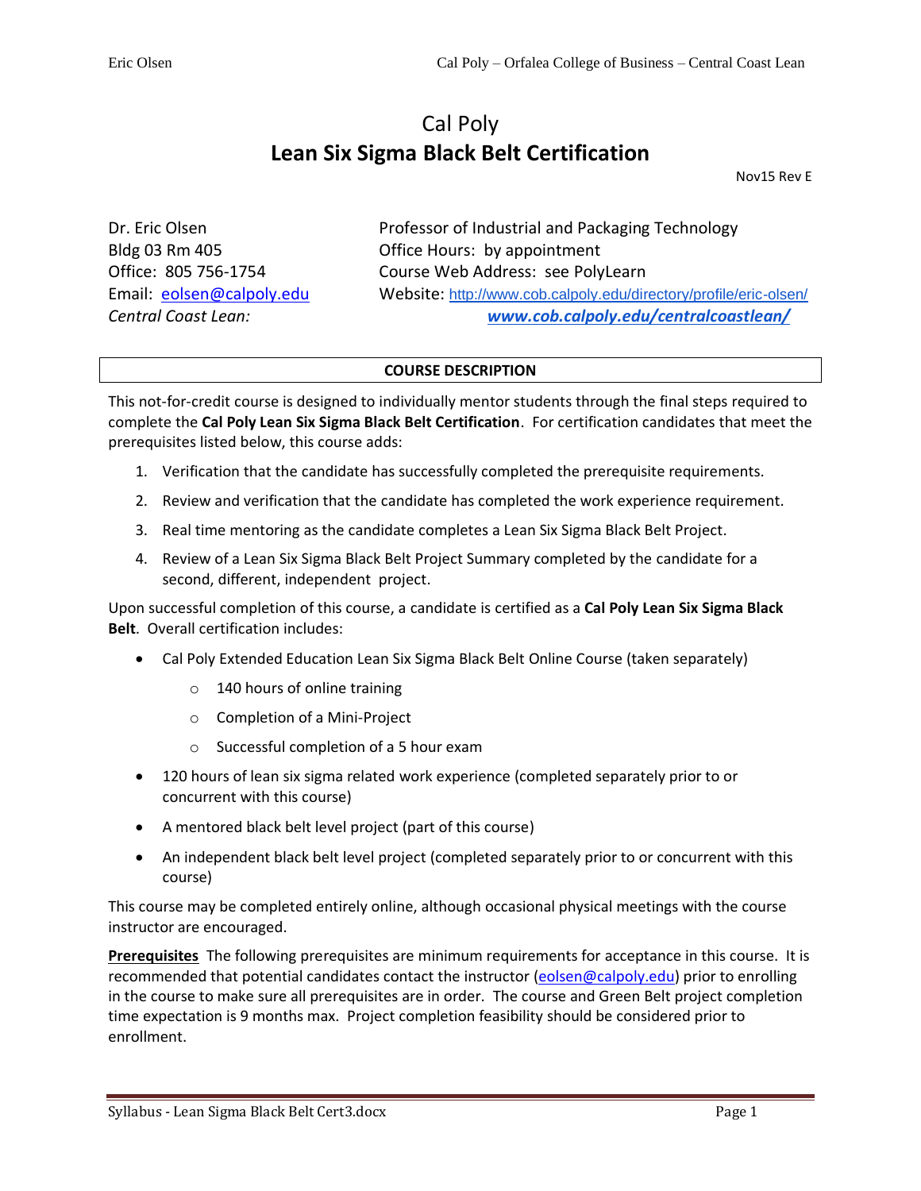# Cal Poly
# Lean Six Sigma Black Belt Certification

Nov15 Rev E

Dr. Eric Olsen
Bldg 03 Rm 405
Office: 805 756-1754
Email: eolsen@calpoly.edu
*Central Coast Lean:*

Professor of Industrial and Packaging Technology
Office Hours: by appointment
Course Web Address: see PolyLearn
Website: http://www.cob.calpoly.edu/directory/profile/eric-olsen/
***www.cob.calpoly.edu/centralcoastlean/***

## COURSE DESCRIPTION

This not-for-credit course is designed to individually mentor students through the final steps required to complete the **Cal Poly Lean Six Sigma Black Belt Certification**. For certification candidates that meet the prerequisites listed below, this course adds:

1. Verification that the candidate has successfully completed the prerequisite requirements.
2. Review and verification that the candidate has completed the work experience requirement.
3. Real time mentoring as the candidate completes a Lean Six Sigma Black Belt Project.
4. Review of a Lean Six Sigma Black Belt Project Summary completed by the candidate for a second, different, independent project.

Upon successful completion of this course, a candidate is certified as a **Cal Poly Lean Six Sigma Black Belt**. Overall certification includes:

- Cal Poly Extended Education Lean Six Sigma Black Belt Online Course (taken separately)
  - 140 hours of online training
  - Completion of a Mini-Project
  - Successful completion of a 5 hour exam
- 120 hours of lean six sigma related work experience (completed separately prior to or concurrent with this course)
- A mentored black belt level project (part of this course)
- An independent black belt level project (completed separately prior to or concurrent with this course)

This course may be completed entirely online, although occasional physical meetings with the course instructor are encouraged.

**Prerequisites** The following prerequisites are minimum requirements for acceptance in this course. It is recommended that potential candidates contact the instructor (eolsen@calpoly.edu) prior to enrolling in the course to make sure all prerequisites are in order. The course and Green Belt project completion time expectation is 9 months max. Project completion feasibility should be considered prior to enrollment.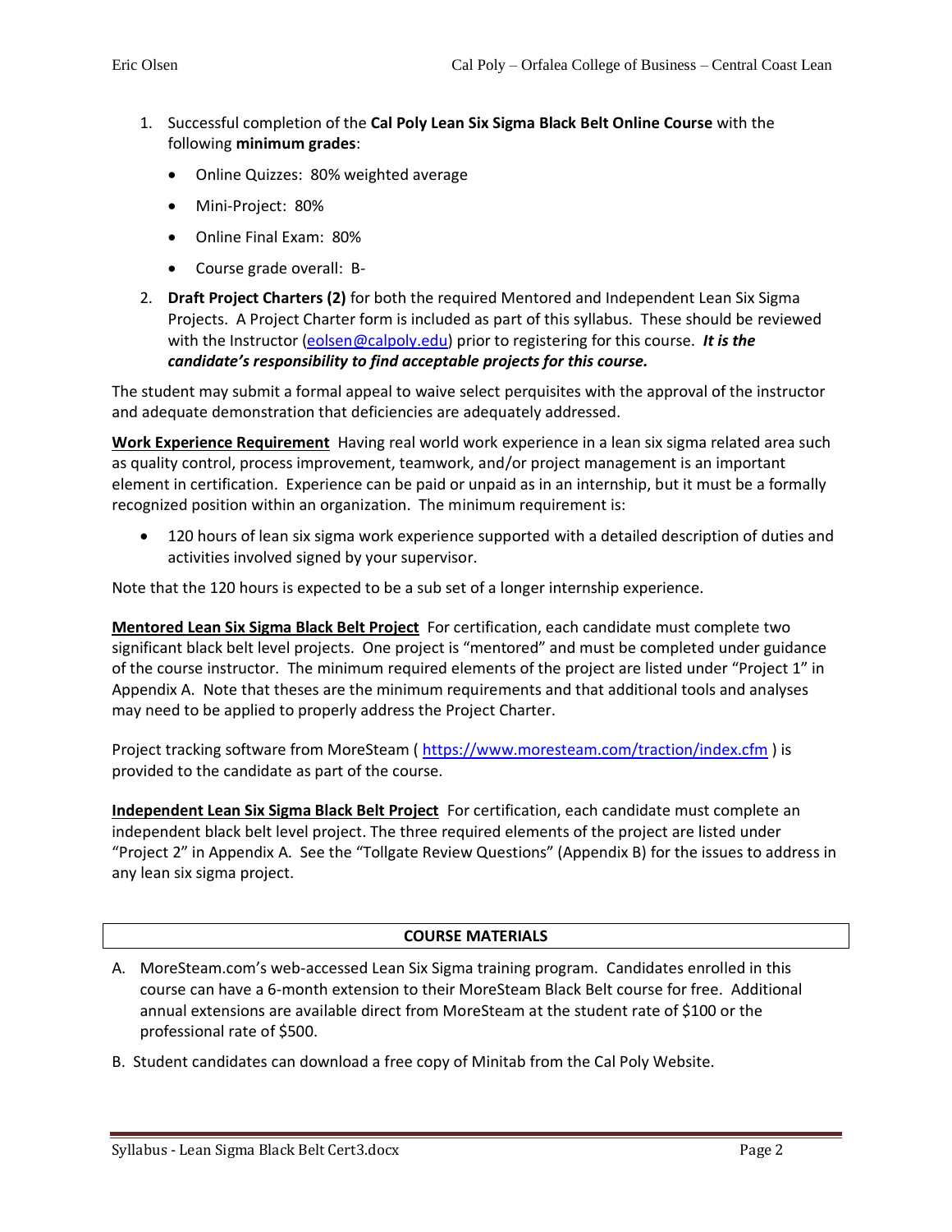1. Successful completion of the **Cal Poly Lean Six Sigma Black Belt Online Course** with the following **minimum grades**:
   - Online Quizzes: 80% weighted average
   - Mini-Project: 80%
   - Online Final Exam: 80%
   - Course grade overall: B-
2. **Draft Project Charters (2)** for both the required Mentored and Independent Lean Six Sigma Projects. A Project Charter form is included as part of this syllabus. These should be reviewed with the Instructor (eolsen@calpoly.edu) prior to registering for this course. ***It is the candidate's responsibility to find acceptable projects for this course.***

The student may submit a formal appeal to waive select perquisites with the approval of the instructor and adequate demonstration that deficiencies are adequately addressed.

**Work Experience Requirement** Having real world work experience in a lean six sigma related area such as quality control, process improvement, teamwork, and/or project management is an important element in certification. Experience can be paid or unpaid as in an internship, but it must be a formally recognized position within an organization. The minimum requirement is:

- 120 hours of lean six sigma work experience supported with a detailed description of duties and activities involved signed by your supervisor.

Note that the 120 hours is expected to be a sub set of a longer internship experience.

**Mentored Lean Six Sigma Black Belt Project** For certification, each candidate must complete two significant black belt level projects. One project is "mentored" and must be completed under guidance of the course instructor. The minimum required elements of the project are listed under "Project 1" in Appendix A. Note that theses are the minimum requirements and that additional tools and analyses may need to be applied to properly address the Project Charter.

Project tracking software from MoreSteam ( https://www.moresteam.com/traction/index.cfm ) is provided to the candidate as part of the course.

**Independent Lean Six Sigma Black Belt Project** For certification, each candidate must complete an independent black belt level project. The three required elements of the project are listed under "Project 2" in Appendix A. See the "Tollgate Review Questions" (Appendix B) for the issues to address in any lean six sigma project.

## COURSE MATERIALS

A. MoreSteam.com's web-accessed Lean Six Sigma training program. Candidates enrolled in this course can have a 6-month extension to their MoreSteam Black Belt course for free. Additional annual extensions are available direct from MoreSteam at the student rate of $100 or the professional rate of $500.

B. Student candidates can download a free copy of Minitab from the Cal Poly Website.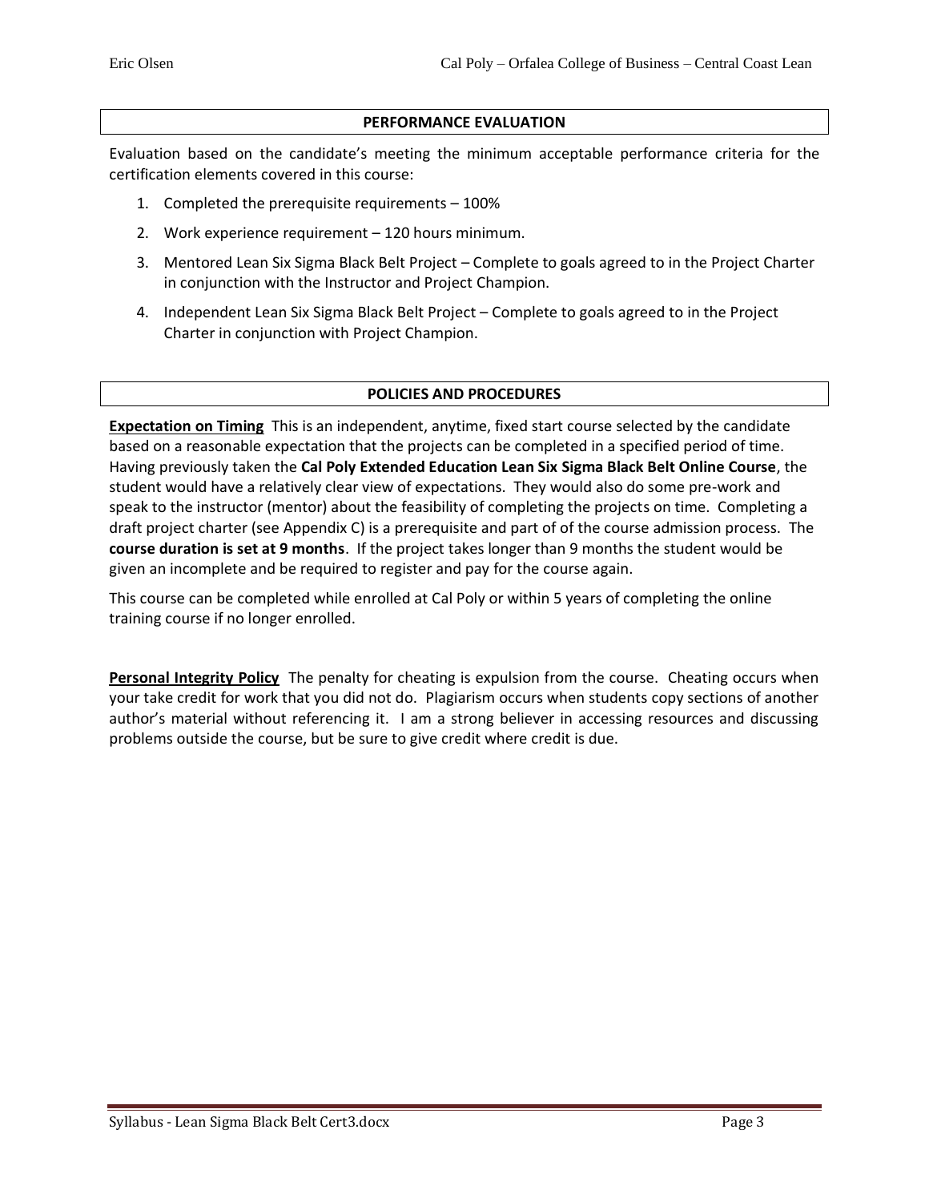## PERFORMANCE EVALUATION

Evaluation based on the candidate's meeting the minimum acceptable performance criteria for the certification elements covered in this course:

1. Completed the prerequisite requirements – 100%
2. Work experience requirement – 120 hours minimum.
3. Mentored Lean Six Sigma Black Belt Project – Complete to goals agreed to in the Project Charter in conjunction with the Instructor and Project Champion.
4. Independent Lean Six Sigma Black Belt Project – Complete to goals agreed to in the Project Charter in conjunction with Project Champion.

## POLICIES AND PROCEDURES

**Expectation on Timing** This is an independent, anytime, fixed start course selected by the candidate based on a reasonable expectation that the projects can be completed in a specified period of time. Having previously taken the **Cal Poly Extended Education Lean Six Sigma Black Belt Online Course**, the student would have a relatively clear view of expectations. They would also do some pre-work and speak to the instructor (mentor) about the feasibility of completing the projects on time. Completing a draft project charter (see Appendix C) is a prerequisite and part of of the course admission process. The **course duration is set at 9 months**. If the project takes longer than 9 months the student would be given an incomplete and be required to register and pay for the course again.

This course can be completed while enrolled at Cal Poly or within 5 years of completing the online training course if no longer enrolled.

**Personal Integrity Policy** The penalty for cheating is expulsion from the course. Cheating occurs when your take credit for work that you did not do. Plagiarism occurs when students copy sections of another author's material without referencing it. I am a strong believer in accessing resources and discussing problems outside the course, but be sure to give credit where credit is due.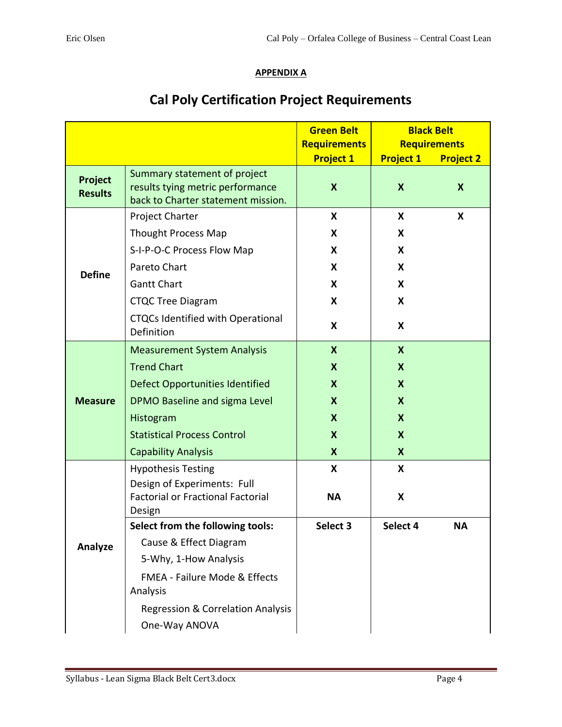**APPENDIX A**

# Cal Poly Certification Project Requirements

| | | Green Belt Requirements | Black Belt Requirements | |
|---|---|---|---|---|
| | | Project 1 | Project 1 | Project 2 |
| **Project Results** | Summary statement of project results tying metric performance back to Charter statement mission. | X | X | X |
| **Define** | Project Charter | X | X | X |
| | Thought Process Map | X | X | |
| | S-I-P-O-C Process Flow Map | X | X | |
| | Pareto Chart | X | X | |
| | Gantt Chart | X | X | |
| | CTQC Tree Diagram | X | X | |
| | CTQCs Identified with Operational Definition | X | X | |
| **Measure** | Measurement System Analysis | X | X | |
| | Trend Chart | X | X | |
| | Defect Opportunities Identified | X | X | |
| | DPMO Baseline and sigma Level | X | X | |
| | Histogram | X | X | |
| | Statistical Process Control | X | X | |
| | Capability Analysis | X | X | |
| **Analyze** | Hypothesis Testing | X | X | |
| | Design of Experiments: Full Factorial or Fractional Factorial Design | NA | X | |
| | **Select from the following tools:** | **Select 3** | **Select 4** | **NA** |
| | Cause & Effect Diagram | | | |
| | 5-Why, 1-How Analysis | | | |
| | FMEA - Failure Mode & Effects Analysis | | | |
| | Regression & Correlation Analysis | | | |
| | One-Way ANOVA | | | |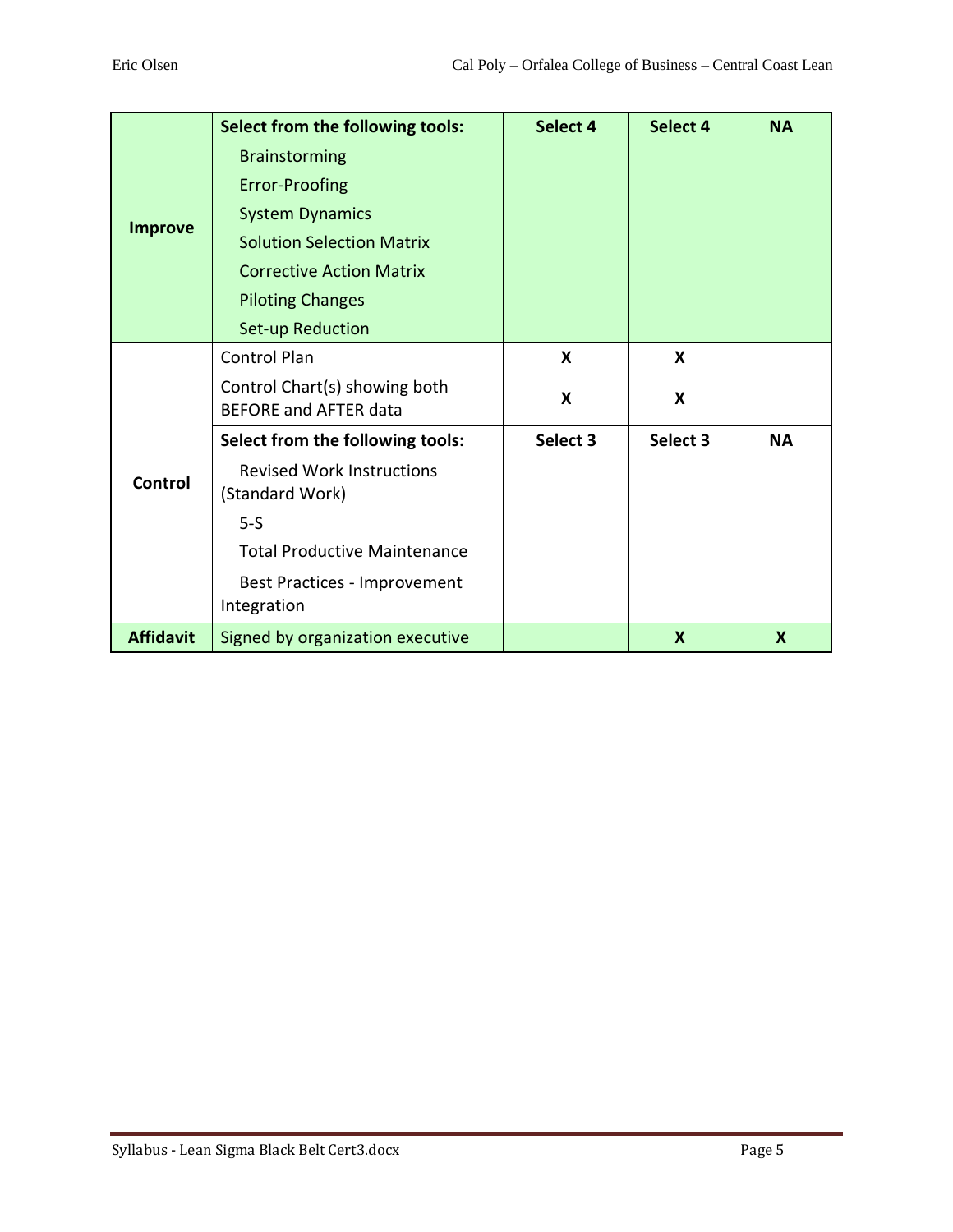| | | | | |
|---|---|---|---|---|
| **Improve** | **Select from the following tools:**<br>Brainstorming<br>Error-Proofing<br>System Dynamics<br>Solution Selection Matrix<br>Corrective Action Matrix<br>Piloting Changes<br>Set-up Reduction | **Select 4** | **Select 4** | **NA** |
| **Control** | Control Plan | **X** | **X** | |
| | Control Chart(s) showing both BEFORE and AFTER data | **X** | **X** | |
| | **Select from the following tools:**<br>Revised Work Instructions (Standard Work)<br>5-S<br>Total Productive Maintenance<br>Best Practices - Improvement Integration | **Select 3** | **Select 3** | **NA** |
| **Affidavit** | Signed by organization executive | | **X** | **X** |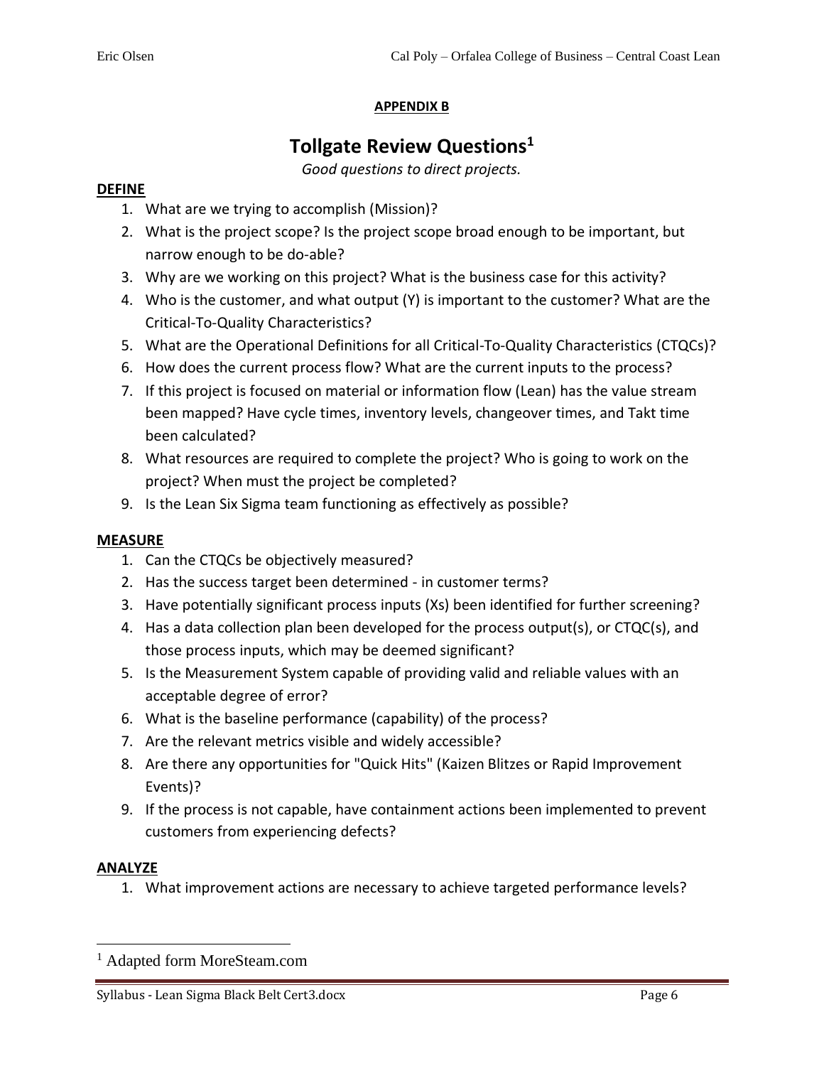**APPENDIX B**

# Tollgate Review Questions[1]

*Good questions to direct projects.*

**DEFINE**

1. What are we trying to accomplish (Mission)?
2. What is the project scope? Is the project scope broad enough to be important, but narrow enough to be do-able?
3. Why are we working on this project? What is the business case for this activity?
4. Who is the customer, and what output (Y) is important to the customer? What are the Critical-To-Quality Characteristics?
5. What are the Operational Definitions for all Critical-To-Quality Characteristics (CTQCs)?
6. How does the current process flow? What are the current inputs to the process?
7. If this project is focused on material or information flow (Lean) has the value stream been mapped? Have cycle times, inventory levels, changeover times, and Takt time been calculated?
8. What resources are required to complete the project? Who is going to work on the project? When must the project be completed?
9. Is the Lean Six Sigma team functioning as effectively as possible?

**MEASURE**

1. Can the CTQCs be objectively measured?
2. Has the success target been determined - in customer terms?
3. Have potentially significant process inputs (Xs) been identified for further screening?
4. Has a data collection plan been developed for the process output(s), or CTQC(s), and those process inputs, which may be deemed significant?
5. Is the Measurement System capable of providing valid and reliable values with an acceptable degree of error?
6. What is the baseline performance (capability) of the process?
7. Are the relevant metrics visible and widely accessible?
8. Are there any opportunities for "Quick Hits" (Kaizen Blitzes or Rapid Improvement Events)?
9. If the process is not capable, have containment actions been implemented to prevent customers from experiencing defects?

**ANALYZE**

1. What improvement actions are necessary to achieve targeted performance levels?

---

[1] Adapted form MoreSteam.com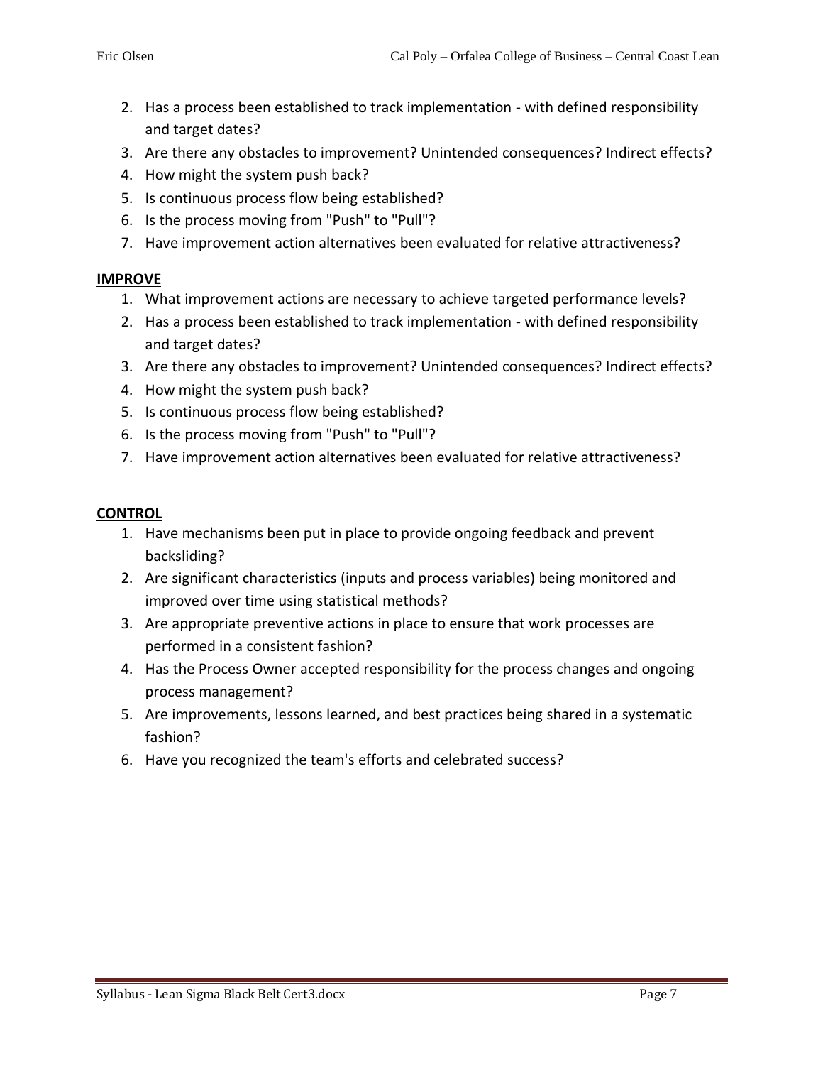2. Has a process been established to track implementation - with defined responsibility and target dates?
3. Are there any obstacles to improvement? Unintended consequences? Indirect effects?
4. How might the system push back?
5. Is continuous process flow being established?
6. Is the process moving from "Push" to "Pull"?
7. Have improvement action alternatives been evaluated for relative attractiveness?

**IMPROVE**

1. What improvement actions are necessary to achieve targeted performance levels?
2. Has a process been established to track implementation - with defined responsibility and target dates?
3. Are there any obstacles to improvement? Unintended consequences? Indirect effects?
4. How might the system push back?
5. Is continuous process flow being established?
6. Is the process moving from "Push" to "Pull"?
7. Have improvement action alternatives been evaluated for relative attractiveness?

**CONTROL**

1. Have mechanisms been put in place to provide ongoing feedback and prevent backsliding?
2. Are significant characteristics (inputs and process variables) being monitored and improved over time using statistical methods?
3. Are appropriate preventive actions in place to ensure that work processes are performed in a consistent fashion?
4. Has the Process Owner accepted responsibility for the process changes and ongoing process management?
5. Are improvements, lessons learned, and best practices being shared in a systematic fashion?
6. Have you recognized the team's efforts and celebrated success?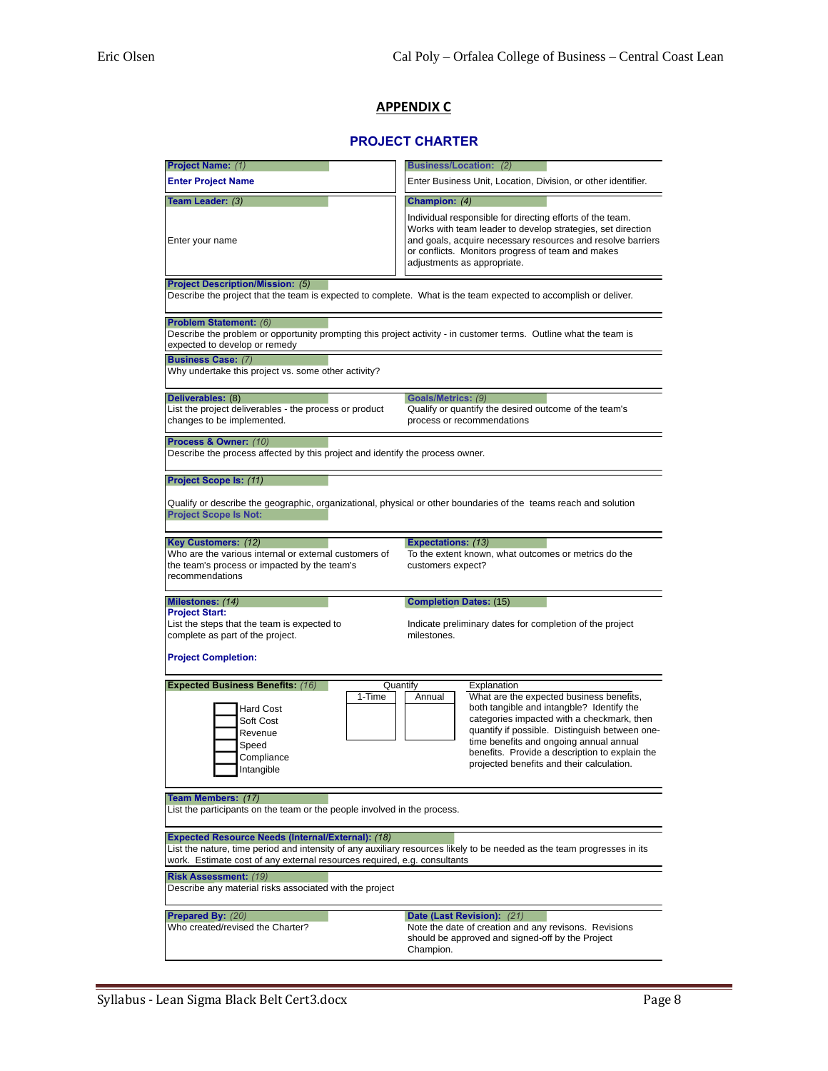## APPENDIX C

### PROJECT CHARTER

| | |
|---|---|
| **Project Name:** *(1)*<br>**Enter Project Name** | **Business/Location:** *(2)*<br>Enter Business Unit, Location, Division, or other identifier. |
| **Team Leader:** *(3)*<br>Enter your name | **Champion:** *(4)*<br>Individual responsible for directing efforts of the team. Works with team leader to develop strategies, set direction and goals, acquire necessary resources and resolve barriers or conflicts. Monitors progress of team and makes adjustments as appropriate. |

**Project Description/Mission:** *(5)*
Describe the project that the team is expected to complete. What is the team expected to accomplish or deliver.

**Problem Statement:** *(6)*
Describe the problem or opportunity prompting this project activity - in customer terms. Outline what the team is expected to develop or remedy

**Business Case:** *(7)*
Why undertake this project vs. some other activity?

| | |
|---|---|
| **Deliverables:** (8)<br>List the project deliverables - the process or product changes to be implemented. | **Goals/Metrics:** *(9)*<br>Qualify or quantify the desired outcome of the team's process or recommendations |

**Process & Owner:** *(10)*
Describe the process affected by this project and identify the process owner.

**Project Scope Is:** *(11)*

Qualify or describe the geographic, organizational, physical or other boundaries of the teams reach and solution

**Project Scope Is Not:**

| | |
|---|---|
| **Key Customers:** *(12)*<br>Who are the various internal or external customers of the team's process or impacted by the team's recommendations | **Expectations:** *(13)*<br>To the extent known, what outcomes or metrics do the customers expect? |
| **Milestones:** *(14)*<br>**Project Start:**<br>List the steps that the team is expected to complete as part of the project.<br>**Project Completion:** | **Completion Dates:** (15)<br>Indicate preliminary dates for completion of the project milestones. |

**Expected Business Benefits:** *(16)*

| | Quantify 1-Time | Quantify Annual | Explanation |
|---|---|---|---|
| ☐ Hard Cost | | | What are the expected business benefits, both tangible and intangible? Identify the categories impacted with a checkmark, then quantify if possible. Distinguish between one-time benefits and ongoing annual annual benefits. Provide a description to explain the projected benefits and their calculation. |
| ☐ Soft Cost | | | |
| ☐ Revenue | | | |
| ☐ Speed | | | |
| ☐ Compliance | | | |
| ☐ Intangible | | | |

**Team Members:** *(17)*
List the participants on the team or the people involved in the process.

**Expected Resource Needs (Internal/External):** *(18)*
List the nature, time period and intensity of any auxiliary resources likely to be needed as the team progresses in its work. Estimate cost of any external resources required, e.g. consultants

**Risk Assessment:** *(19)*
Describe any material risks associated with the project

| | |
|---|---|
| **Prepared By:** *(20)*<br>Who created/revised the Charter? | **Date (Last Revision):** *(21)*<br>Note the date of creation and any revisons. Revisions should be approved and signed-off by the Project Champion. |